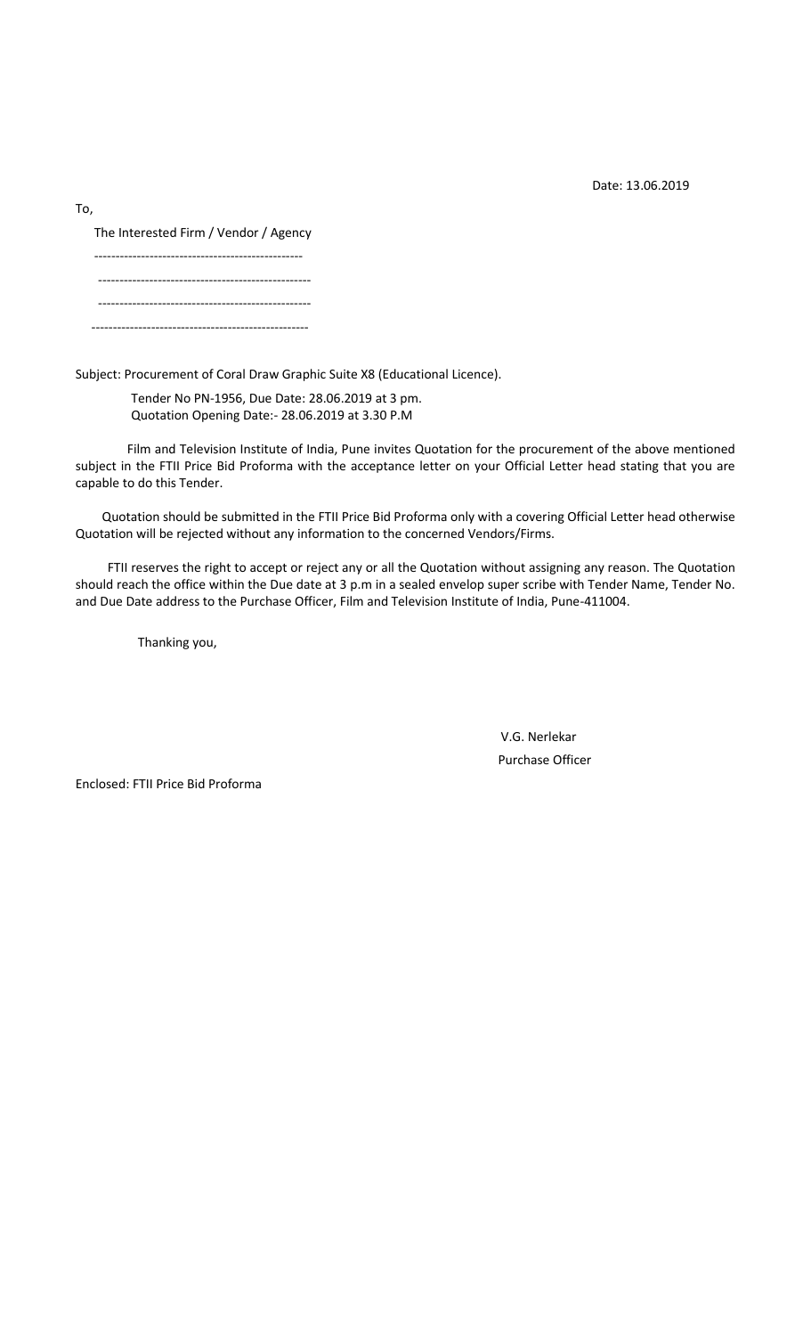Date: 13.06.2019

To,

The Interested Firm / Vendor / Agency

-----------------------------------------------

-------------------------------------------------

-------------------------------------------------

--------------------------------------------------

Subject: Procurement of Coral Draw Graphic Suite X8 (Educational Licence).

Tender No PN-1956, Due Date: 28.06.2019 at 3 pm.
Quotation Opening Date:- 28.06.2019 at 3.30 P.M

Film and Television Institute of India, Pune invites Quotation for the procurement of the above mentioned subject in the FTII Price Bid Proforma with the acceptance letter on your Official Letter head stating that you are capable to do this Tender.

Quotation should be submitted in the FTII Price Bid Proforma only with a covering Official Letter head otherwise Quotation will be rejected without any information to the concerned Vendors/Firms.

FTII reserves the right to accept or reject any or all the Quotation without assigning any reason. The Quotation should reach the office within the Due date at 3 p.m in a sealed envelop super scribe with Tender Name, Tender No. and Due Date address to the Purchase Officer, Film and Television Institute of India, Pune-411004.

Thanking you,

V.G. Nerlekar

Purchase Officer

Enclosed: FTII Price Bid Proforma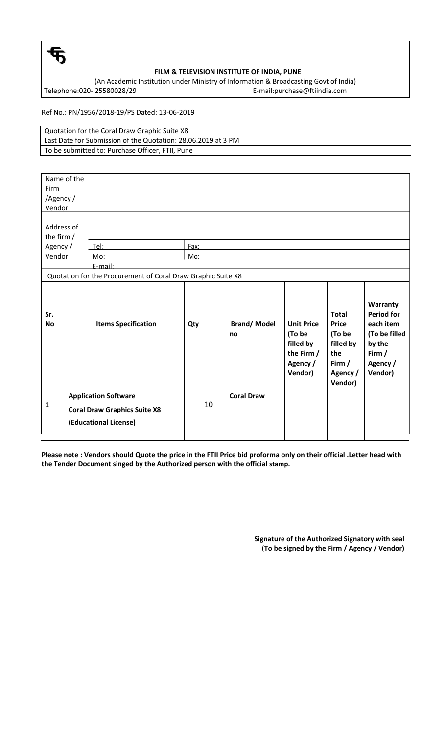**FILM & TELEVISION INSTITUTE OF INDIA, PUNE**

(An Academic Institution under Ministry of Information & Broadcasting Govt of India)

Telephone:020- 25580028/29 E-mail:purchase@ftiindia.com

Ref No.: PN/1956/2018-19/PS Dated: 13-06-2019

| Quotation for the Coral Draw Graphic Suite X8 |
|---|
| Last Date for Submission of the Quotation: 28.06.2019 at 3 PM |
| To be submitted to: Purchase Officer, FTII, Pune |

| Name of the Firm /Agency / Vendor | | |
|---|---|---|
| Address of the firm / Agency / Vendor | | |
| | Tel: | Fax: |
| | Mo: | Mo: |
| | E-mail: | |

Quotation for the Procurement of Coral Draw Graphic Suite X8

| Sr. No | Items Specification | Qty | Brand/ Model no | Unit Price (To be filled by the Firm / Agency / Vendor) | Total Price (To be filled by the Firm / Agency / Vendor) | Warranty Period for each item (To be filled by the Firm / Agency / Vendor) |
|---|---|---|---|---|---|---|
| 1 | **Application Software** **Coral Draw Graphics Suite X8** **(Educational License)** | 10 | **Coral Draw** | | | |

**Please note : Vendors should Quote the price in the FTII Price bid proforma only on their official .Letter head with the Tender Document singed by the Authorized person with the official stamp.**

**Signature of the Authorized Signatory with seal**
(**To be signed by the Firm / Agency / Vendor)**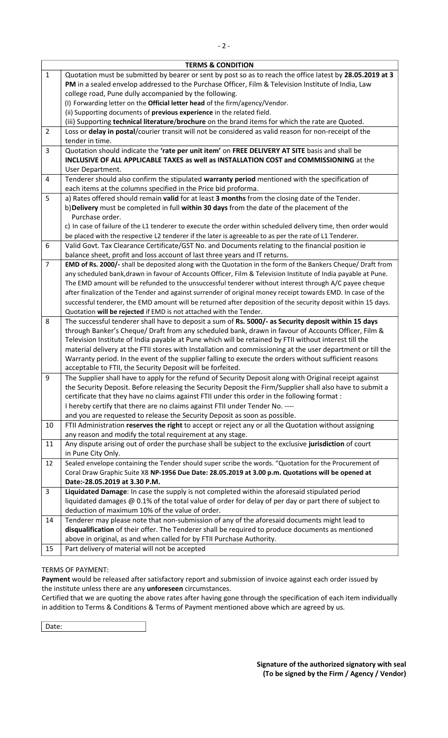| TERMS & CONDITION | |
|---|---|
| 1 | Quotation must be submitted by bearer or sent by post so as to reach the office latest by **28.05.2019 at 3 PM** in a sealed envelop addressed to the Purchase Officer, Film & Television Institute of India, Law college road, Pune dully accompanied by the following.<br>(I) Forwarding letter on the **Official letter head** of the firm/agency/Vendor.<br>(ii) Supporting documents of **previous experience** in the related field.<br>(iii) Supporting **technical literature**/**brochure** on the brand items for which the rate are Quoted. |
| 2 | Loss or **delay in postal**/courier transit will not be considered as valid reason for non-receipt of the tender in time. |
| 3 | Quotation should indicate the **'rate per unit item'** on **FREE DELIVERY AT SITE** basis and shall be **INCLUSIVE OF ALL APPLICABLE TAXES as well as INSTALLATION COST and COMMISSIONING** at the User Department. |
| 4 | Tenderer should also confirm the stipulated **warranty period** mentioned with the specification of each items at the columns specified in the Price bid proforma. |
| 5 | a) Rates offered should remain **valid** for at least **3 months** from the closing date of the Tender.<br>b) **Delivery** must be completed in full **within 30 days** from the date of the placement of the Purchase order.<br>c) In case of failure of the L1 tenderer to execute the order within scheduled delivery time, then order would be placed with the respective L2 tenderer if the later is agreeable to as per the rate of L1 Tenderer. |
| 6 | Valid Govt. Tax Clearance Certificate/GST No. and Documents relating to the financial position ie balance sheet, profit and loss account of last three years and IT returns. |
| 7 | **EMD of Rs. 2000/-** shall be deposited along with the Quotation in the form of the Bankers Cheque/ Draft from any scheduled bank,drawn in favour of Accounts Officer, Film & Television Institute of India payable at Pune. The EMD amount will be refunded to the unsuccessful tenderer without interest through A/C payee cheque after finalization of the Tender and against surrender of original money receipt towards EMD. In case of the successful tenderer, the EMD amount will be returned after deposition of the security deposit within 15 days. Quotation **will be rejected** if EMD is not attached with the Tender. |
| 8 | The successful tenderer shall have to deposit a sum of **Rs. 5000/- as Security deposit within 15 days** through Banker's Cheque/ Draft from any scheduled bank, drawn in favour of Accounts Officer, Film & Television Institute of India payable at Pune which will be retained by FTII without interest till the material delivery at the FTII stores with Installation and commissioning at the user department or till the Warranty period. In the event of the supplier falling to execute the orders without sufficient reasons acceptable to FTII, the Security Deposit will be forfeited. |
| 9 | The Supplier shall have to apply for the refund of Security Deposit along with Original receipt against the Security Deposit. Before releasing the Security Deposit the Firm/Supplier shall also have to submit a certificate that they have no claims against FTII under this order in the following format :<br>I hereby certify that there are no claims against FTII under Tender No. ----<br>and you are requested to release the Security Deposit as soon as possible. |
| 10 | FTII Administration **reserves the right** to accept or reject any or all the Quotation without assigning any reason and modify the total requirement at any stage. |
| 11 | Any dispute arising out of order the purchase shall be subject to the exclusive **jurisdiction** of court in Pune City Only. |
| 12 | Sealed envelope containing the Tender should super scribe the words. "Quotation for the Procurement of Coral Draw Graphic Suite X8 **NP-1956 Due Date: 28.05.2019 at 3.00 p.m. Quotations will be opened at Date:-28.05.2019 at 3.30 P.M.** |
| 3 | **Liquidated Damage**: In case the supply is not completed within the aforesaid stipulated period liquidated damages @ 0.1% of the total value of order for delay of per day or part there of subject to deduction of maximum 10% of the value of order. |
| 14 | Tenderer may please note that non-submission of any of the aforesaid documents might lead to **disqualification** of their offer. The Tenderer shall be required to produce documents as mentioned above in original, as and when called for by FTII Purchase Authority. |
| 15 | Part delivery of material will not be accepted |

TERMS OF PAYMENT:

**Payment** would be released after satisfactory report and submission of invoice against each order issued by the institute unless there are any **unforeseen** circumstances.

Certified that we are quoting the above rates after having gone through the specification of each item individually in addition to Terms & Conditions & Terms of Payment mentioned above which are agreed by us.

Date:

**Signature of the authorized signatory with seal**
**(To be signed by the Firm / Agency / Vendor)**